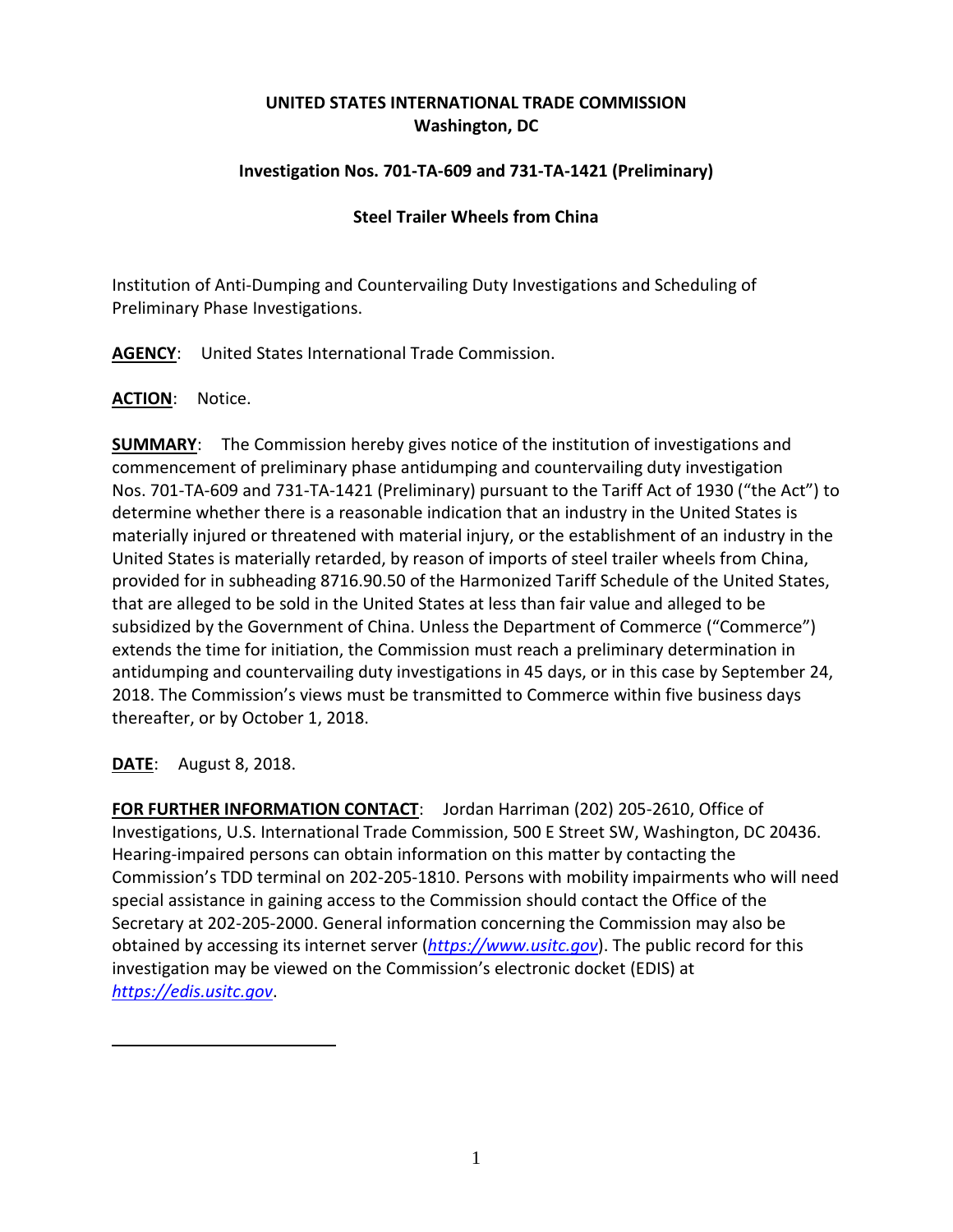**UNITED STATES INTERNATIONAL TRADE COMMISSION**
**Washington, DC**

**Investigation Nos. 701-TA-609 and 731-TA-1421 (Preliminary)**

**Steel Trailer Wheels from China**

Institution of Anti-Dumping and Countervailing Duty Investigations and Scheduling of Preliminary Phase Investigations.

**AGENCY**: United States International Trade Commission.

**ACTION**: Notice.

**SUMMARY**: The Commission hereby gives notice of the institution of investigations and commencement of preliminary phase antidumping and countervailing duty investigation Nos. 701-TA-609 and 731-TA-1421 (Preliminary) pursuant to the Tariff Act of 1930 ("the Act") to determine whether there is a reasonable indication that an industry in the United States is materially injured or threatened with material injury, or the establishment of an industry in the United States is materially retarded, by reason of imports of steel trailer wheels from China, provided for in subheading 8716.90.50 of the Harmonized Tariff Schedule of the United States, that are alleged to be sold in the United States at less than fair value and alleged to be subsidized by the Government of China. Unless the Department of Commerce ("Commerce") extends the time for initiation, the Commission must reach a preliminary determination in antidumping and countervailing duty investigations in 45 days, or in this case by September 24, 2018. The Commission's views must be transmitted to Commerce within five business days thereafter, or by October 1, 2018.

**DATE**: August 8, 2018.

**FOR FURTHER INFORMATION CONTACT**: Jordan Harriman (202) 205-2610, Office of Investigations, U.S. International Trade Commission, 500 E Street SW, Washington, DC 20436. Hearing-impaired persons can obtain information on this matter by contacting the Commission's TDD terminal on 202-205-1810. Persons with mobility impairments who will need special assistance in gaining access to the Commission should contact the Office of the Secretary at 202-205-2000. General information concerning the Commission may also be obtained by accessing its internet server (*https://www.usitc.gov*). The public record for this investigation may be viewed on the Commission's electronic docket (EDIS) at *https://edis.usitc.gov*.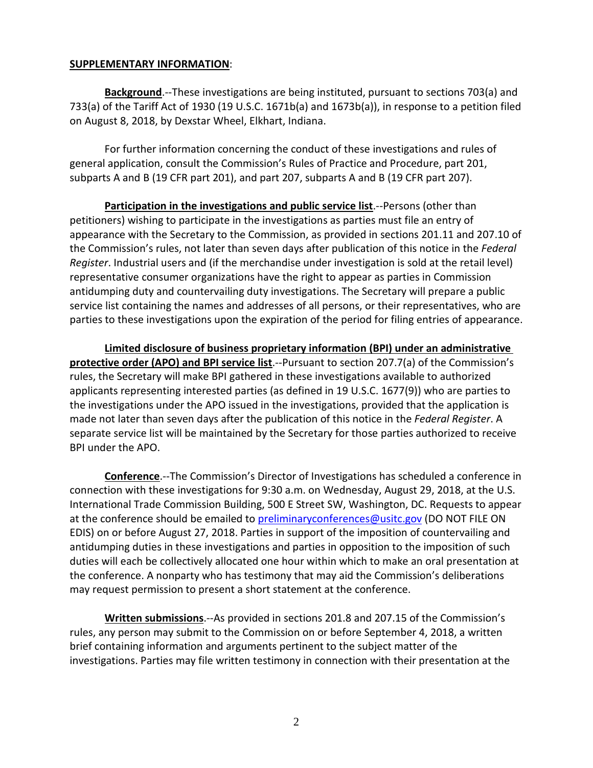**SUPPLEMENTARY INFORMATION**:

**Background**.--These investigations are being instituted, pursuant to sections 703(a) and 733(a) of the Tariff Act of 1930 (19 U.S.C. 1671b(a) and 1673b(a)), in response to a petition filed on August 8, 2018, by Dexstar Wheel, Elkhart, Indiana.

For further information concerning the conduct of these investigations and rules of general application, consult the Commission's Rules of Practice and Procedure, part 201, subparts A and B (19 CFR part 201), and part 207, subparts A and B (19 CFR part 207).

**Participation in the investigations and public service list**.--Persons (other than petitioners) wishing to participate in the investigations as parties must file an entry of appearance with the Secretary to the Commission, as provided in sections 201.11 and 207.10 of the Commission's rules, not later than seven days after publication of this notice in the *Federal Register*. Industrial users and (if the merchandise under investigation is sold at the retail level) representative consumer organizations have the right to appear as parties in Commission antidumping duty and countervailing duty investigations. The Secretary will prepare a public service list containing the names and addresses of all persons, or their representatives, who are parties to these investigations upon the expiration of the period for filing entries of appearance.

**Limited disclosure of business proprietary information (BPI) under an administrative protective order (APO) and BPI service list**.--Pursuant to section 207.7(a) of the Commission's rules, the Secretary will make BPI gathered in these investigations available to authorized applicants representing interested parties (as defined in 19 U.S.C. 1677(9)) who are parties to the investigations under the APO issued in the investigations, provided that the application is made not later than seven days after the publication of this notice in the *Federal Register*. A separate service list will be maintained by the Secretary for those parties authorized to receive BPI under the APO.

**Conference**.--The Commission's Director of Investigations has scheduled a conference in connection with these investigations for 9:30 a.m. on Wednesday, August 29, 2018, at the U.S. International Trade Commission Building, 500 E Street SW, Washington, DC. Requests to appear at the conference should be emailed to preliminaryconferences@usitc.gov (DO NOT FILE ON EDIS) on or before August 27, 2018. Parties in support of the imposition of countervailing and antidumping duties in these investigations and parties in opposition to the imposition of such duties will each be collectively allocated one hour within which to make an oral presentation at the conference. A nonparty who has testimony that may aid the Commission's deliberations may request permission to present a short statement at the conference.

**Written submissions**.--As provided in sections 201.8 and 207.15 of the Commission's rules, any person may submit to the Commission on or before September 4, 2018, a written brief containing information and arguments pertinent to the subject matter of the investigations. Parties may file written testimony in connection with their presentation at the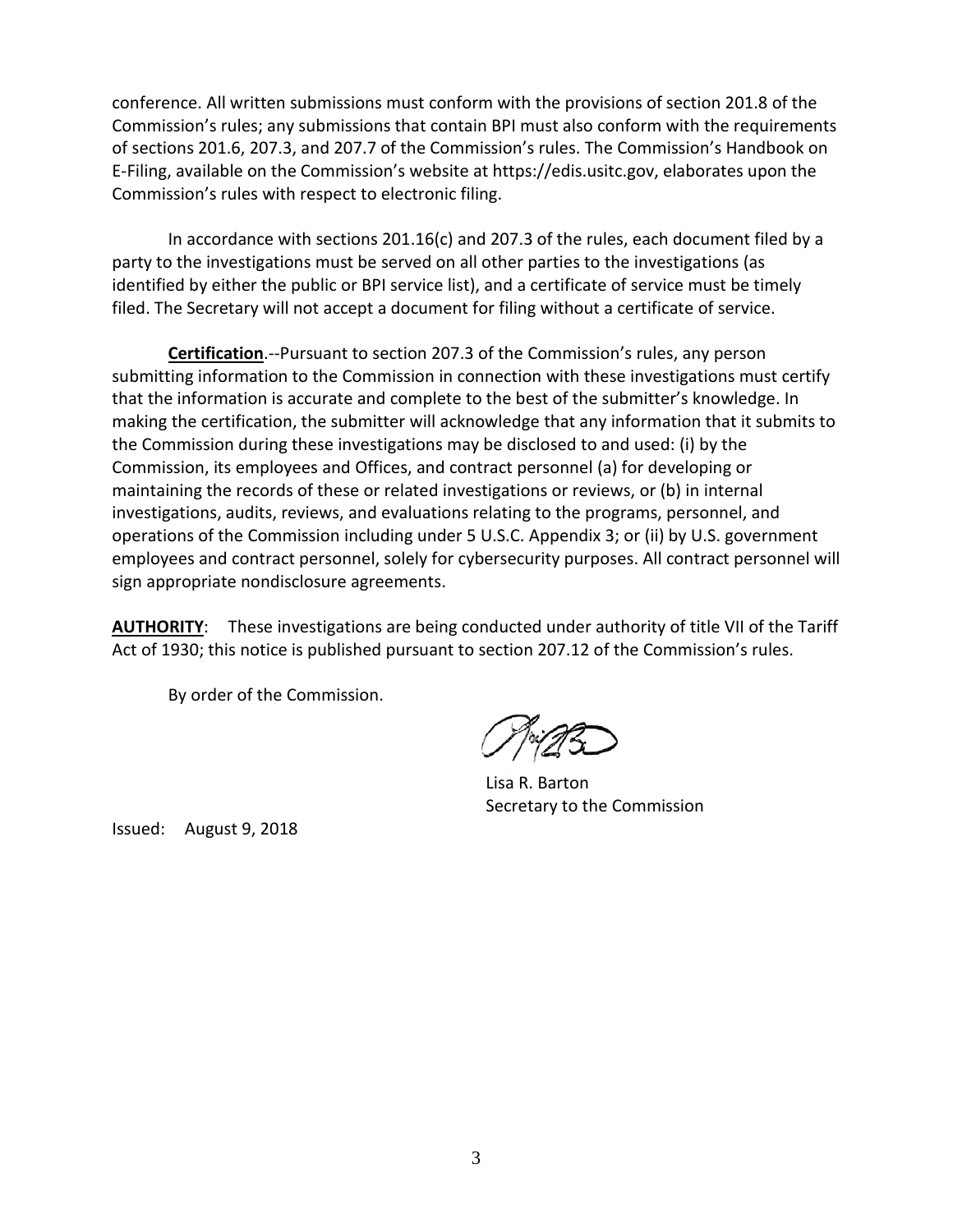conference. All written submissions must conform with the provisions of section 201.8 of the Commission's rules; any submissions that contain BPI must also conform with the requirements of sections 201.6, 207.3, and 207.7 of the Commission's rules. The Commission's Handbook on E-Filing, available on the Commission's website at https://edis.usitc.gov, elaborates upon the Commission's rules with respect to electronic filing.

In accordance with sections 201.16(c) and 207.3 of the rules, each document filed by a party to the investigations must be served on all other parties to the investigations (as identified by either the public or BPI service list), and a certificate of service must be timely filed. The Secretary will not accept a document for filing without a certificate of service.

**Certification**.--Pursuant to section 207.3 of the Commission's rules, any person submitting information to the Commission in connection with these investigations must certify that the information is accurate and complete to the best of the submitter's knowledge. In making the certification, the submitter will acknowledge that any information that it submits to the Commission during these investigations may be disclosed to and used: (i) by the Commission, its employees and Offices, and contract personnel (a) for developing or maintaining the records of these or related investigations or reviews, or (b) in internal investigations, audits, reviews, and evaluations relating to the programs, personnel, and operations of the Commission including under 5 U.S.C. Appendix 3; or (ii) by U.S. government employees and contract personnel, solely for cybersecurity purposes. All contract personnel will sign appropriate nondisclosure agreements.

**AUTHORITY**: These investigations are being conducted under authority of title VII of the Tariff Act of 1930; this notice is published pursuant to section 207.12 of the Commission's rules.

By order of the Commission.

Lisa R. Barton
Secretary to the Commission

Issued: August 9, 2018